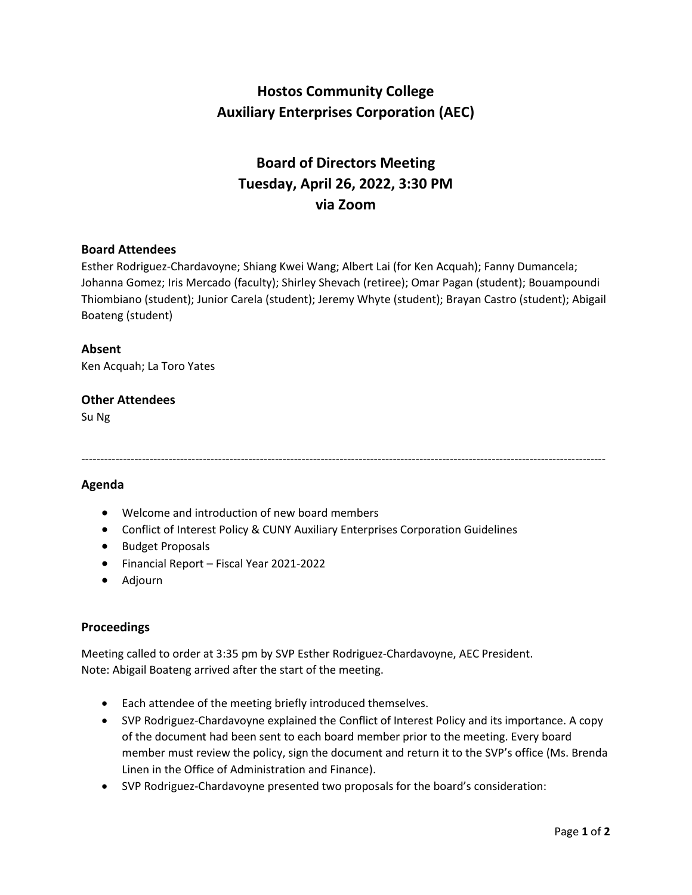# Hostos Community College
# Auxiliary Enterprises Corporation (AEC)

## Board of Directors Meeting
## Tuesday, April 26, 2022, 3:30 PM
## via Zoom

**Board Attendees**
Esther Rodriguez-Chardavoyne; Shiang Kwei Wang; Albert Lai (for Ken Acquah); Fanny Dumancela; Johanna Gomez; Iris Mercado (faculty); Shirley Shevach (retiree); Omar Pagan (student); Bouampoundi Thiombiano (student); Junior Carela (student); Jeremy Whyte (student); Brayan Castro (student); Abigail Boateng (student)

**Absent**
Ken Acquah; La Toro Yates

**Other Attendees**
Su Ng

---

**Agenda**

- Welcome and introduction of new board members
- Conflict of Interest Policy & CUNY Auxiliary Enterprises Corporation Guidelines
- Budget Proposals
- Financial Report – Fiscal Year 2021-2022
- Adjourn

**Proceedings**

Meeting called to order at 3:35 pm by SVP Esther Rodriguez-Chardavoyne, AEC President.
Note: Abigail Boateng arrived after the start of the meeting.

- Each attendee of the meeting briefly introduced themselves.
- SVP Rodriguez-Chardavoyne explained the Conflict of Interest Policy and its importance. A copy of the document had been sent to each board member prior to the meeting. Every board member must review the policy, sign the document and return it to the SVP's office (Ms. Brenda Linen in the Office of Administration and Finance).
- SVP Rodriguez-Chardavoyne presented two proposals for the board's consideration: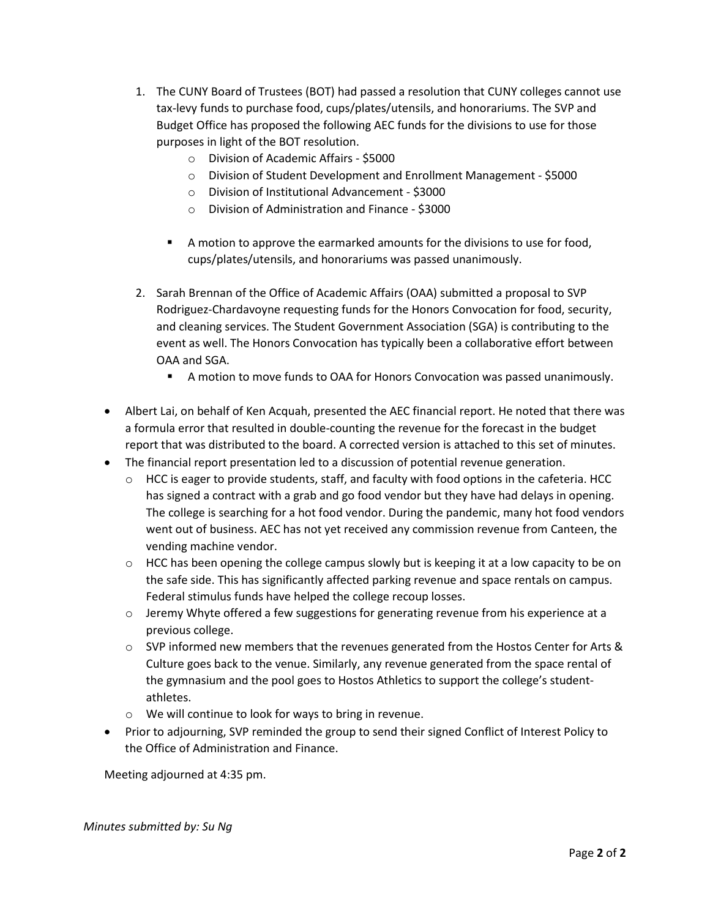1. The CUNY Board of Trustees (BOT) had passed a resolution that CUNY colleges cannot use tax-levy funds to purchase food, cups/plates/utensils, and honorariums. The SVP and Budget Office has proposed the following AEC funds for the divisions to use for those purposes in light of the BOT resolution.
   - Division of Academic Affairs - $5000
   - Division of Student Development and Enrollment Management - $5000
   - Division of Institutional Advancement - $3000
   - Division of Administration and Finance - $3000

     - A motion to approve the earmarked amounts for the divisions to use for food, cups/plates/utensils, and honorariums was passed unanimously.

2. Sarah Brennan of the Office of Academic Affairs (OAA) submitted a proposal to SVP Rodriguez-Chardavoyne requesting funds for the Honors Convocation for food, security, and cleaning services. The Student Government Association (SGA) is contributing to the event as well. The Honors Convocation has typically been a collaborative effort between OAA and SGA.
     - A motion to move funds to OAA for Honors Convocation was passed unanimously.

- Albert Lai, on behalf of Ken Acquah, presented the AEC financial report. He noted that there was a formula error that resulted in double-counting the revenue for the forecast in the budget report that was distributed to the board. A corrected version is attached to this set of minutes.
- The financial report presentation led to a discussion of potential revenue generation.
  - HCC is eager to provide students, staff, and faculty with food options in the cafeteria. HCC has signed a contract with a grab and go food vendor but they have had delays in opening. The college is searching for a hot food vendor. During the pandemic, many hot food vendors went out of business. AEC has not yet received any commission revenue from Canteen, the vending machine vendor.
  - HCC has been opening the college campus slowly but is keeping it at a low capacity to be on the safe side. This has significantly affected parking revenue and space rentals on campus. Federal stimulus funds have helped the college recoup losses.
  - Jeremy Whyte offered a few suggestions for generating revenue from his experience at a previous college.
  - SVP informed new members that the revenues generated from the Hostos Center for Arts & Culture goes back to the venue. Similarly, any revenue generated from the space rental of the gymnasium and the pool goes to Hostos Athletics to support the college's student-athletes.
  - We will continue to look for ways to bring in revenue.
- Prior to adjourning, SVP reminded the group to send their signed Conflict of Interest Policy to the Office of Administration and Finance.

Meeting adjourned at 4:35 pm.

*Minutes submitted by: Su Ng*